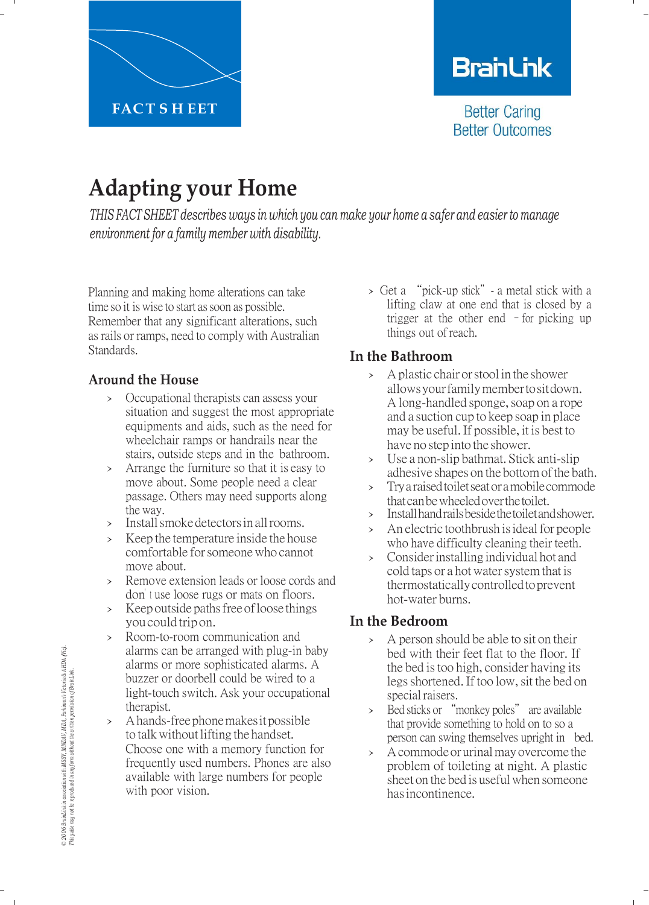FACT SHEET

BrainLink

Better Caring
Better Outcomes

# Adapting your Home

*THIS FACT SHEET describes ways in which you can make your home a safer and easier to manage environment for a family member with disability.*

Planning and making home alterations can take time so it is wise to start as soon as possible. Remember that any significant alterations, such as rails or ramps, need to comply with Australian Standards.

## Around the House

- Occupational therapists can assess your situation and suggest the most appropriate equipments and aids, such as the need for wheelchair ramps or handrails near the stairs, outside steps and in the bathroom.
- Arrange the furniture so that it is easy to move about. Some people need a clear passage. Others may need supports along the way.
- Install smoke detectors in all rooms.
- Keep the temperature inside the house comfortable for someone who cannot move about.
- Remove extension leads or loose cords and don't use loose rugs or mats on floors.
- Keep outside paths free of loose things you could trip on.
- Room-to-room communication and alarms can be arranged with plug-in baby alarms or more sophisticated alarms. A buzzer or doorbell could be wired to a light-touch switch. Ask your occupational therapist.
- A hands-free phone makes it possible to talk without lifting the handset. Choose one with a memory function for frequently used numbers. Phones are also available with large numbers for people with poor vision.
- Get a "pick-up stick" - a metal stick with a lifting claw at one end that is closed by a trigger at the other end – for picking up things out of reach.

## In the Bathroom

- A plastic chair or stool in the shower allows your family member to sit down. A long-handled sponge, soap on a rope and a suction cup to keep soap in place may be useful. If possible, it is best to have no step into the shower.
- Use a non-slip bathmat. Stick anti-slip adhesive shapes on the bottom of the bath.
- Try a raised toilet seat or a mobile commode that can be wheeled over the toilet.
- Install handrails beside the toilet and shower.
- An electric toothbrush is ideal for people who have difficulty cleaning their teeth.
- Consider installing individual hot and cold taps or a hot water system that is thermostatically controlled to prevent hot-water burns.

## In the Bedroom

- A person should be able to sit on their bed with their feet flat to the floor. If the bed is too high, consider having its legs shortened. If too low, sit the bed on special raisers.
- Bed sticks or "monkey poles" are available that provide something to hold on to so a person can swing themselves upright in bed.
- A commode or urinal may overcome the problem of toileting at night. A plastic sheet on the bed is useful when someone has incontinence.

*© 2006 BrainLink in association with MSSV, MNDAV, MDA, Parkinson's Victoria & AHDA (Vic). This guide may not be reproduced in any form without the written permission of BrainLink.*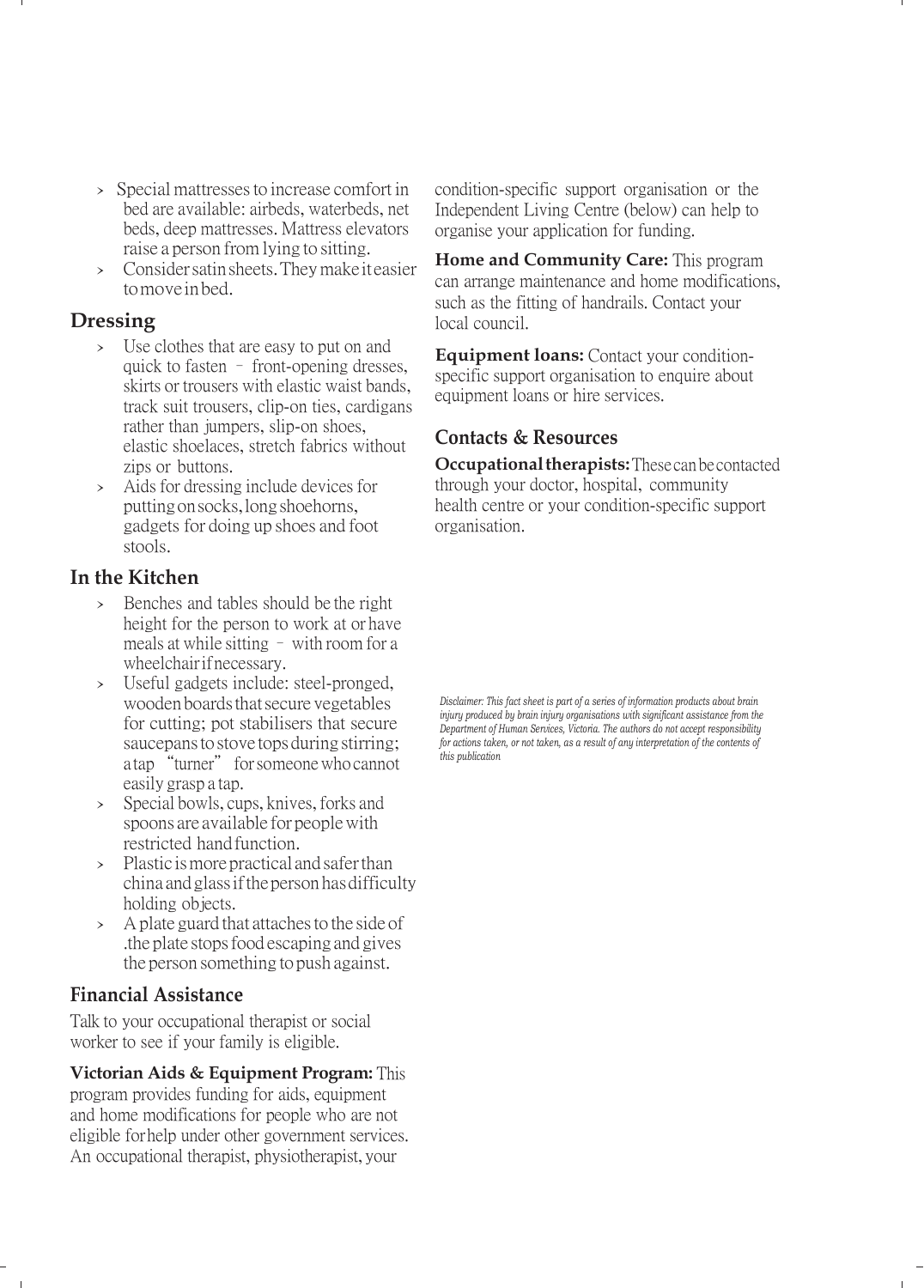- Special mattresses to increase comfort in bed are available: airbeds, waterbeds, net beds, deep mattresses. Mattress elevators raise a person from lying to sitting.
- Consider satin sheets. They make it easier to move in bed.

## Dressing

- Use clothes that are easy to put on and quick to fasten – front-opening dresses, skirts or trousers with elastic waist bands, track suit trousers, clip-on ties, cardigans rather than jumpers, slip-on shoes, elastic shoelaces, stretch fabrics without zips or buttons.
- Aids for dressing include devices for putting on socks, long shoehorns, gadgets for doing up shoes and foot stools.

## In the Kitchen

- Benches and tables should be the right height for the person to work at or have meals at while sitting – with room for a wheelchair if necessary.
- Useful gadgets include: steel-pronged, wooden boards that secure vegetables for cutting; pot stabilisers that secure saucepans to stove tops during stirring; a tap "turner" for someone who cannot easily grasp a tap.
- Special bowls, cups, knives, forks and spoons are available for people with restricted hand function.
- Plastic is more practical and safer than china and glass if the person has difficulty holding objects.
- A plate guard that attaches to the side of .the plate stops food escaping and gives the person something to push against.

## Financial Assistance

Talk to your occupational therapist or social worker to see if your family is eligible.

**Victorian Aids & Equipment Program:** This program provides funding for aids, equipment and home modifications for people who are not eligible for help under other government services. An occupational therapist, physiotherapist, your condition-specific support organisation or the Independent Living Centre (below) can help to organise your application for funding.

**Home and Community Care:** This program can arrange maintenance and home modifications, such as the fitting of handrails. Contact your local council.

**Equipment loans:** Contact your condition-specific support organisation to enquire about equipment loans or hire services.

## Contacts & Resources

**Occupational therapists:** These can be contacted through your doctor, hospital, community health centre or your condition-specific support organisation.

*Disclaimer: This fact sheet is part of a series of information products about brain injury produced by brain injury organisations with significant assistance from the Department of Human Services, Victoria. The authors do not accept responsibility for actions taken, or not taken, as a result of any interpretation of the contents of this publication*